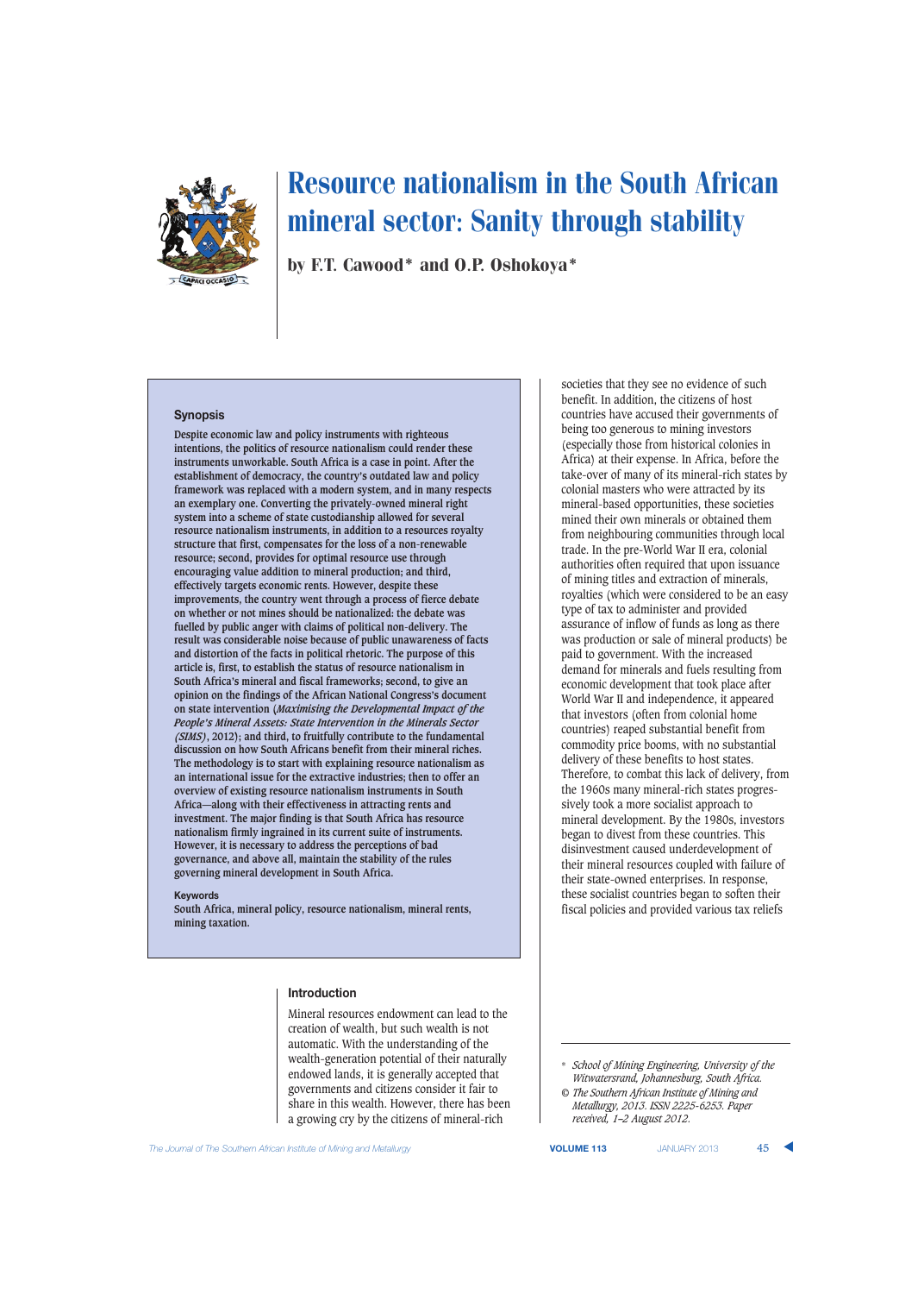# Resource nationalism in the South African mineral sector: Sanity through stability

by F.T. Cawood* and O.P. Oshokoya*

## Synopsis

Despite economic law and policy instruments with righteous intentions, the politics of resource nationalism could render these instruments unworkable. South Africa is a case in point. After the establishment of democracy, the country's outdated law and policy framework was replaced with a modern system, and in many respects an exemplary one. Converting the privately-owned mineral right system into a scheme of state custodianship allowed for several resource nationalism instruments, in addition to a resources royalty structure that first, compensates for the loss of a non-renewable resource; second, provides for optimal resource use through encouraging value addition to mineral production; and third, effectively targets economic rents. However, despite these improvements, the country went through a process of fierce debate on whether or not mines should be nationalized: the debate was fuelled by public anger with claims of political non-delivery. The result was considerable noise because of public unawareness of facts and distortion of the facts in political rhetoric. The purpose of this article is, first, to establish the status of resource nationalism in South Africa's mineral and fiscal frameworks; second, to give an opinion on the findings of the African National Congress's document on state intervention (*Maximising the Developmental Impact of the People's Mineral Assets: State Intervention in the Minerals Sector (SIMS)*, 2012); and third, to fruitfully contribute to the fundamental discussion on how South Africans benefit from their mineral riches. The methodology is to start with explaining resource nationalism as an international issue for the extractive industries; then to offer an overview of existing resource nationalism instruments in South Africa—along with their effectiveness in attracting rents and investment. The major finding is that South Africa has resource nationalism firmly ingrained in its current suite of instruments. However, it is necessary to address the perceptions of bad governance, and above all, maintain the stability of the rules governing mineral development in South Africa.

**Keywords**

South Africa, mineral policy, resource nationalism, mineral rents, mining taxation.

## Introduction

Mineral resources endowment can lead to the creation of wealth, but such wealth is not automatic. With the understanding of the wealth-generation potential of their naturally endowed lands, it is generally accepted that governments and citizens consider it fair to share in this wealth. However, there has been a growing cry by the citizens of mineral-rich societies that they see no evidence of such benefit. In addition, the citizens of host countries have accused their governments of being too generous to mining investors (especially those from historical colonies in Africa) at their expense. In Africa, before the take-over of many of its mineral-rich states by colonial masters who were attracted by its mineral-based opportunities, these societies mined their own minerals or obtained them from neighbouring communities through local trade. In the pre-World War II era, colonial authorities often required that upon issuance of mining titles and extraction of minerals, royalties (which were considered to be an easy type of tax to administer and provided assurance of inflow of funds as long as there was production or sale of mineral products) be paid to government. With the increased demand for minerals and fuels resulting from economic development that took place after World War II and independence, it appeared that investors (often from colonial home countries) reaped substantial benefit from commodity price booms, with no substantial delivery of these benefits to host states. Therefore, to combat this lack of delivery, from the 1960s many mineral-rich states progressively took a more socialist approach to mineral development. By the 1980s, investors began to divest from these countries. This disinvestment caused underdevelopment of their mineral resources coupled with failure of their state-owned enterprises. In response, these socialist countries began to soften their fiscal policies and provided various tax reliefs

---

\* *School of Mining Engineering, University of the Witwatersrand, Johannesburg, South Africa.*

© *The Southern African Institute of Mining and Metallurgy, 2013. ISSN 2225-6253. Paper received, 1–2 August 2012.*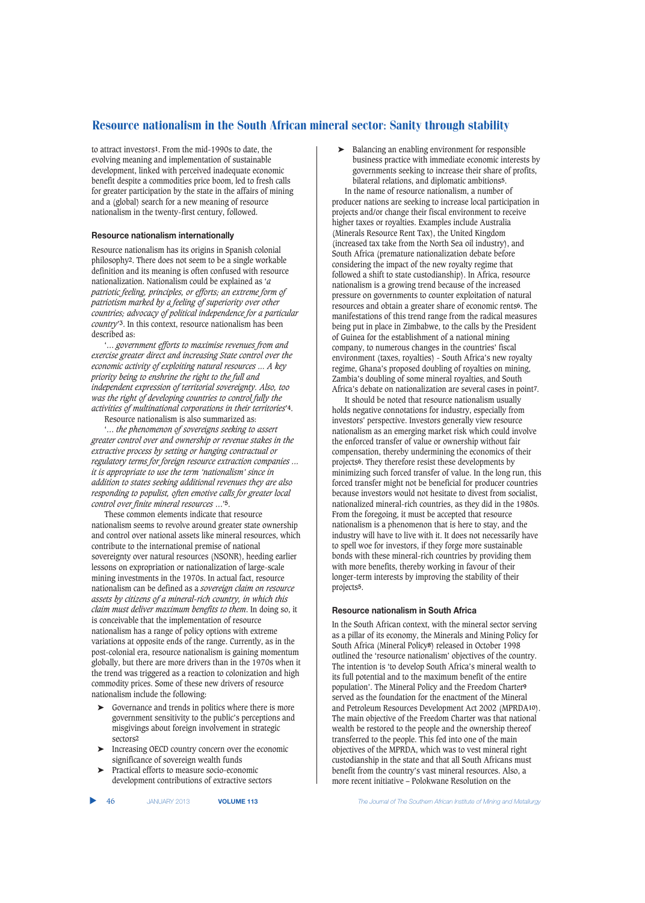to attract investors[1]. From the mid-1990s to date, the evolving meaning and implementation of sustainable development, linked with perceived inadequate economic benefit despite a commodities price boom, led to fresh calls for greater participation by the state in the affairs of mining and a (global) search for a new meaning of resource nationalism in the twenty-first century, followed.

### Resource nationalism internationally

Resource nationalism has its origins in Spanish colonial philosophy[2]. There does not seem to be a single workable definition and its meaning is often confused with resource nationalization. Nationalism could be explained as '*a patriotic feeling, principles, or efforts; an extreme form of patriotism marked by a feeling of superiority over other countries; advocacy of political independence for a particular country*'[3]. In this context, resource nationalism has been described as:

'*... government efforts to maximise revenues from and exercise greater direct and increasing State control over the economic activity of exploiting natural resources ... A key priority being to enshrine the right to the full and independent expression of territorial sovereignty. Also, too was the right of developing countries to control fully the activities of multinational corporations in their territories*'[4].

Resource nationalism is also summarized as:

'*... the phenomenon of sovereigns seeking to assert greater control over and ownership or revenue stakes in the extractive process by setting or hanging contractual or regulatory terms for foreign resource extraction companies ... it is appropriate to use the term 'nationalism' since in addition to states seeking additional revenues they are also responding to populist, often emotive calls for greater local control over finite mineral resources ...*'[5].

These common elements indicate that resource nationalism seems to revolve around greater state ownership and control over national assets like mineral resources, which contribute to the international premise of national sovereignty over natural resources (NSONR), heeding earlier lessons on expropriation or nationalization of large-scale mining investments in the 1970s. In actual fact, resource nationalism can be defined as a *sovereign claim on resource assets by citizens of a mineral-rich country, in which this claim must deliver maximum benefits to them*. In doing so, it is conceivable that the implementation of resource nationalism has a range of policy options with extreme variations at opposite ends of the range. Currently, as in the post-colonial era, resource nationalism is gaining momentum globally, but there are more drivers than in the 1970s when it the trend was triggered as a reaction to colonization and high commodity prices. Some of these new drivers of resource nationalism include the following:

- Governance and trends in politics where there is more government sensitivity to the public's perceptions and misgivings about foreign involvement in strategic sectors[2]
- Increasing OECD country concern over the economic significance of sovereign wealth funds
- Practical efforts to measure socio-economic development contributions of extractive sectors
- Balancing an enabling environment for responsible business practice with immediate economic interests by governments seeking to increase their share of profits, bilateral relations, and diplomatic ambitions[5].

In the name of resource nationalism, a number of producer nations are seeking to increase local participation in projects and/or change their fiscal environment to receive higher taxes or royalties. Examples include Australia (Minerals Resource Rent Tax), the United Kingdom (increased tax take from the North Sea oil industry), and South Africa (premature nationalization debate before considering the impact of the new royalty regime that followed a shift to state custodianship). In Africa, resource nationalism is a growing trend because of the increased pressure on governments to counter exploitation of natural resources and obtain a greater share of economic rents[6]. The manifestations of this trend range from the radical measures being put in place in Zimbabwe, to the calls by the President of Guinea for the establishment of a national mining company, to numerous changes in the countries' fiscal environment (taxes, royalties) - South Africa's new royalty regime, Ghana's proposed doubling of royalties on mining, Zambia's doubling of some mineral royalties, and South Africa's debate on nationalization are several cases in point[7].

It should be noted that resource nationalism usually holds negative connotations for industry, especially from investors' perspective. Investors generally view resource nationalism as an emerging market risk which could involve the enforced transfer of value or ownership without fair compensation, thereby undermining the economics of their projects[6]. They therefore resist these developments by minimizing such forced transfer of value. In the long run, this forced transfer might not be beneficial for producer countries because investors would not hesitate to divest from socialist, nationalized mineral-rich countries, as they did in the 1980s. From the foregoing, it must be accepted that resource nationalism is a phenomenon that is here to stay, and the industry will have to live with it. It does not necessarily have to spell woe for investors, if they forge more sustainable bonds with these mineral-rich countries by providing them with more benefits, thereby working in favour of their longer-term interests by improving the stability of their projects[5].

### Resource nationalism in South Africa

In the South African context, with the mineral sector serving as a pillar of its economy, the Minerals and Mining Policy for South Africa (Mineral Policy[8]) released in October 1998 outlined the 'resource nationalism' objectives of the country. The intention is 'to develop South Africa's mineral wealth to its full potential and to the maximum benefit of the entire population'. The Mineral Policy and the Freedom Charter[9] served as the foundation for the enactment of the Mineral and Petroleum Resources Development Act 2002 (MPRDA[10]). The main objective of the Freedom Charter was that national wealth be restored to the people and the ownership thereof transferred to the people. This fed into one of the main objectives of the MPRDA, which was to vest mineral right custodianship in the state and that all South Africans must benefit from the country's vast mineral resources. Also, a more recent initiative – Polokwane Resolution on the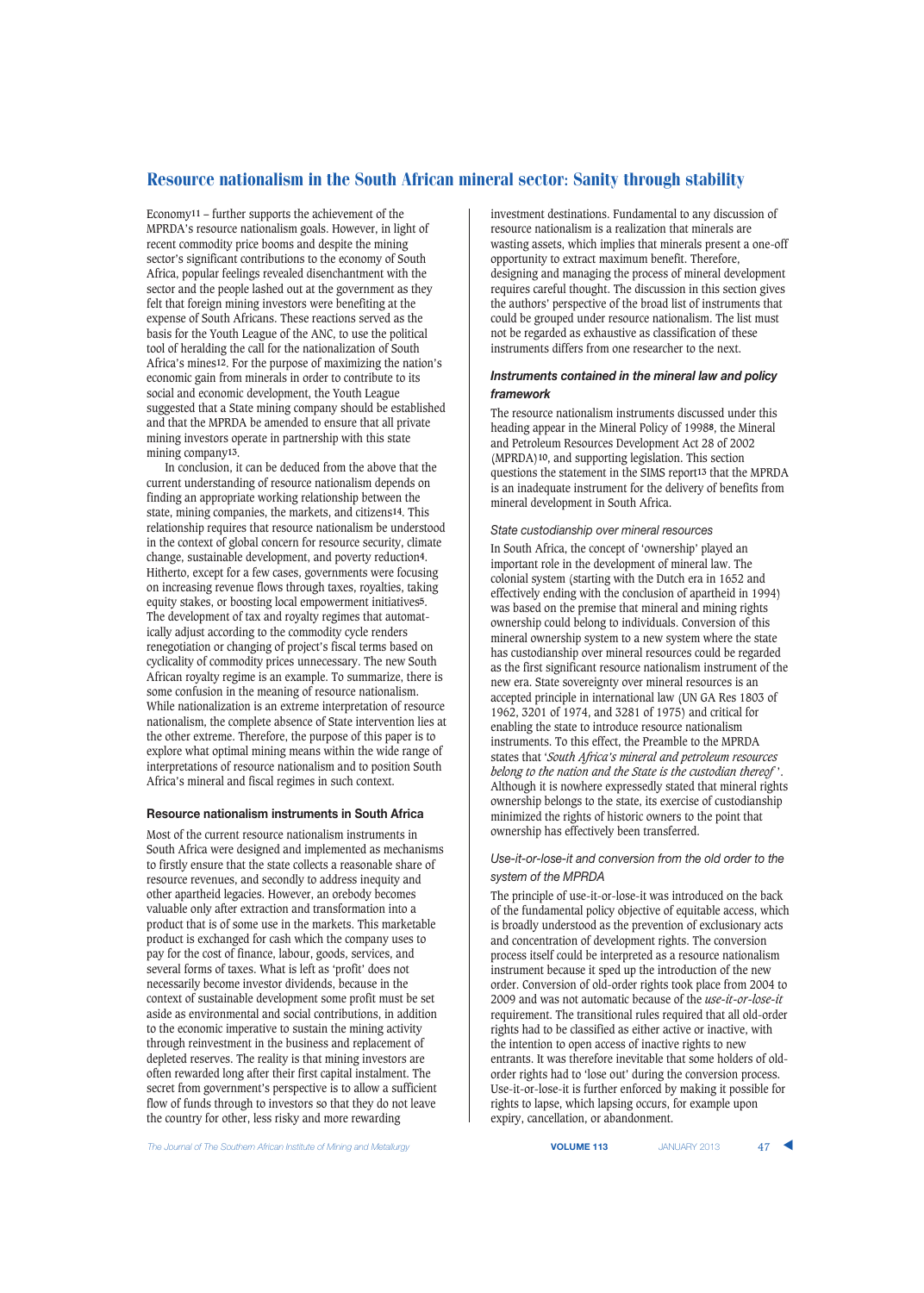Economy[11] – further supports the achievement of the MPRDA's resource nationalism goals. However, in light of recent commodity price booms and despite the mining sector's significant contributions to the economy of South Africa, popular feelings revealed disenchantment with the sector and the people lashed out at the government as they felt that foreign mining investors were benefiting at the expense of South Africans. These reactions served as the basis for the Youth League of the ANC, to use the political tool of heralding the call for the nationalization of South Africa's mines[12]. For the purpose of maximizing the nation's economic gain from minerals in order to contribute to its social and economic development, the Youth League suggested that a State mining company should be established and that the MPRDA be amended to ensure that all private mining investors operate in partnership with this state mining company[13].

In conclusion, it can be deduced from the above that the current understanding of resource nationalism depends on finding an appropriate working relationship between the state, mining companies, the markets, and citizens[14]. This relationship requires that resource nationalism be understood in the context of global concern for resource security, climate change, sustainable development, and poverty reduction[4]. Hitherto, except for a few cases, governments were focusing on increasing revenue flows through taxes, royalties, taking equity stakes, or boosting local empowerment initiatives[5]. The development of tax and royalty regimes that automatically adjust according to the commodity cycle renders renegotiation or changing of project's fiscal terms based on cyclicality of commodity prices unnecessary. The new South African royalty regime is an example. To summarize, there is some confusion in the meaning of resource nationalism. While nationalization is an extreme interpretation of resource nationalism, the complete absence of State intervention lies at the other extreme. Therefore, the purpose of this paper is to explore what optimal mining means within the wide range of interpretations of resource nationalism and to position South Africa's mineral and fiscal regimes in such context.

## Resource nationalism instruments in South Africa

Most of the current resource nationalism instruments in South Africa were designed and implemented as mechanisms to firstly ensure that the state collects a reasonable share of resource revenues, and secondly to address inequity and other apartheid legacies. However, an orebody becomes valuable only after extraction and transformation into a product that is of some use in the markets. This marketable product is exchanged for cash which the company uses to pay for the cost of finance, labour, goods, services, and several forms of taxes. What is left as 'profit' does not necessarily become investor dividends, because in the context of sustainable development some profit must be set aside as environmental and social contributions, in addition to the economic imperative to sustain the mining activity through reinvestment in the business and replacement of depleted reserves. The reality is that mining investors are often rewarded long after their first capital instalment. The secret from government's perspective is to allow a sufficient flow of funds through to investors so that they do not leave the country for other, less risky and more rewarding investment destinations. Fundamental to any discussion of resource nationalism is a realization that minerals are wasting assets, which implies that minerals present a one-off opportunity to extract maximum benefit. Therefore, designing and managing the process of mineral development requires careful thought. The discussion in this section gives the authors' perspective of the broad list of instruments that could be grouped under resource nationalism. The list must not be regarded as exhaustive as classification of these instruments differs from one researcher to the next.

### *Instruments contained in the mineral law and policy framework*

The resource nationalism instruments discussed under this heading appear in the Mineral Policy of 1998[8], the Mineral and Petroleum Resources Development Act 28 of 2002 (MPRDA)[10], and supporting legislation. This section questions the statement in the SIMS report[13] that the MPRDA is an inadequate instrument for the delivery of benefits from mineral development in South Africa.

#### *State custodianship over mineral resources*

In South Africa, the concept of 'ownership' played an important role in the development of mineral law. The colonial system (starting with the Dutch era in 1652 and effectively ending with the conclusion of apartheid in 1994) was based on the premise that mineral and mining rights ownership could belong to individuals. Conversion of this mineral ownership system to a new system where the state has custodianship over mineral resources could be regarded as the first significant resource nationalism instrument of the new era. State sovereignty over mineral resources is an accepted principle in international law (UN GA Res 1803 of 1962, 3201 of 1974, and 3281 of 1975) and critical for enabling the state to introduce resource nationalism instruments. To this effect, the Preamble to the MPRDA states that '*South Africa's mineral and petroleum resources belong to the nation and the State is the custodian thereof*'. Although it is nowhere expressedly stated that mineral rights ownership belongs to the state, its exercise of custodianship minimized the rights of historic owners to the point that ownership has effectively been transferred.

#### *Use-it-or-lose-it and conversion from the old order to the system of the MPRDA*

The principle of use-it-or-lose-it was introduced on the back of the fundamental policy objective of equitable access, which is broadly understood as the prevention of exclusionary acts and concentration of development rights. The conversion process itself could be interpreted as a resource nationalism instrument because it sped up the introduction of the new order. Conversion of old-order rights took place from 2004 to 2009 and was not automatic because of the *use-it-or-lose-it* requirement. The transitional rules required that all old-order rights had to be classified as either active or inactive, with the intention to open access of inactive rights to new entrants. It was therefore inevitable that some holders of old-order rights had to 'lose out' during the conversion process. Use-it-or-lose-it is further enforced by making it possible for rights to lapse, which lapsing occurs, for example upon expiry, cancellation, or abandonment.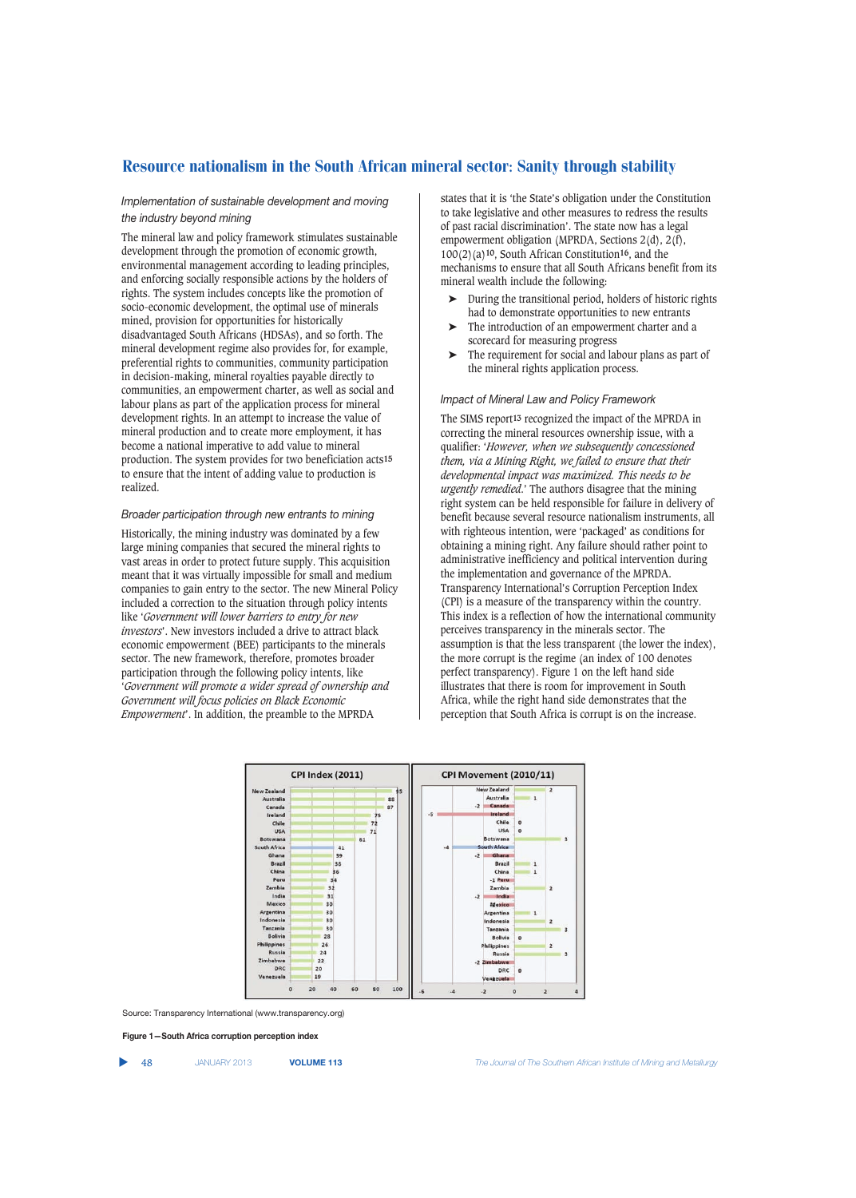## Implementation of sustainable development and moving the industry beyond mining

The mineral law and policy framework stimulates sustainable development through the promotion of economic growth, environmental management according to leading principles, and enforcing socially responsible actions by the holders of rights. The system includes concepts like the promotion of socio-economic development, the optimal use of minerals mined, provision for opportunities for historically disadvantaged South Africans (HDSAs), and so forth. The mineral development regime also provides for, for example, preferential rights to communities, community participation in decision-making, mineral royalties payable directly to communities, an empowerment charter, as well as social and labour plans as part of the application process for mineral development rights. In an attempt to increase the value of mineral production and to create more employment, it has become a national imperative to add value to mineral production. The system provides for two beneficiation acts[15] to ensure that the intent of adding value to production is realized.

## Broader participation through new entrants to mining

Historically, the mining industry was dominated by a few large mining companies that secured the mineral rights to vast areas in order to protect future supply. This acquisition meant that it was virtually impossible for small and medium companies to gain entry to the sector. The new Mineral Policy included a correction to the situation through policy intents like '*Government will lower barriers to entry for new investors*'. New investors included a drive to attract black economic empowerment (BEE) participants to the minerals sector. The new framework, therefore, promotes broader participation through the following policy intents, like '*Government will promote a wider spread of ownership and Government will focus policies on Black Economic Empowerment*'. In addition, the preamble to the MPRDA states that it is 'the State's obligation under the Constitution to take legislative and other measures to redress the results of past racial discrimination'. The state now has a legal empowerment obligation (MPRDA, Sections 2(d), 2(f), 100(2)(a)[10], South African Constitution[16], and the mechanisms to ensure that all South Africans benefit from its mineral wealth include the following:

- During the transitional period, holders of historic rights had to demonstrate opportunities to new entrants
- The introduction of an empowerment charter and a scorecard for measuring progress
- The requirement for social and labour plans as part of the mineral rights application process.

## Impact of Mineral Law and Policy Framework

The SIMS report[13] recognized the impact of the MPRDA in correcting the mineral resources ownership issue, with a qualifier: '*However, when we subsequently concessioned them, via a Mining Right, we failed to ensure that their developmental impact was maximized. This needs to be urgently remedied.*' The authors disagree that the mining right system can be held responsible for failure in delivery of benefit because several resource nationalism instruments, all with righteous intention, were 'packaged' as conditions for obtaining a mining right. Any failure should rather point to administrative inefficiency and political intervention during the implementation and governance of the MPRDA. Transparency International's Corruption Perception Index (CPI) is a measure of the transparency within the country. This index is a reflection of how the international community perceives transparency in the minerals sector. The assumption is that the less transparent (the lower the index), the more corrupt is the regime (an index of 100 denotes perfect transparency). Figure 1 on the left hand side illustrates that there is room for improvement in South Africa, while the right hand side demonstrates that the perception that South Africa is corrupt is on the increase.

| Country | CPI Index (2011) | CPI Movement (2010/11) |
|---|---|---|
| New Zealand | 95 | 2 |
| Australia | 88 | 1 |
| Canada | 87 | -2 |
| Ireland | 75 | -5 |
| Chile | 72 | 0 |
| USA | 71 | 0 |
| Botswana | 61 | 3 |
| South Africa | 41 | -4 |
| Ghana | 39 | -2 |
| Brazil | 38 | 1 |
| China | 36 | 1 |
| Peru | 34 | -1 |
| Zambia | 32 | 2 |
| India | 31 | -2 |
| Mexico | 30 | |
| Argentina | 30 | 1 |
| Indonesia | 30 | 2 |
| Tanzania | 30 | 3 |
| Bolivia | 28 | 0 |
| Philippines | 26 | 2 |
| Russia | 24 | 3 |
| Zimbabwe | 22 | -2 |
| DRC | 20 | 0 |
| Venezuela | 19 | |

Source: Transparency International (www.transparency.org)

**Figure 1—South Africa corruption perception index**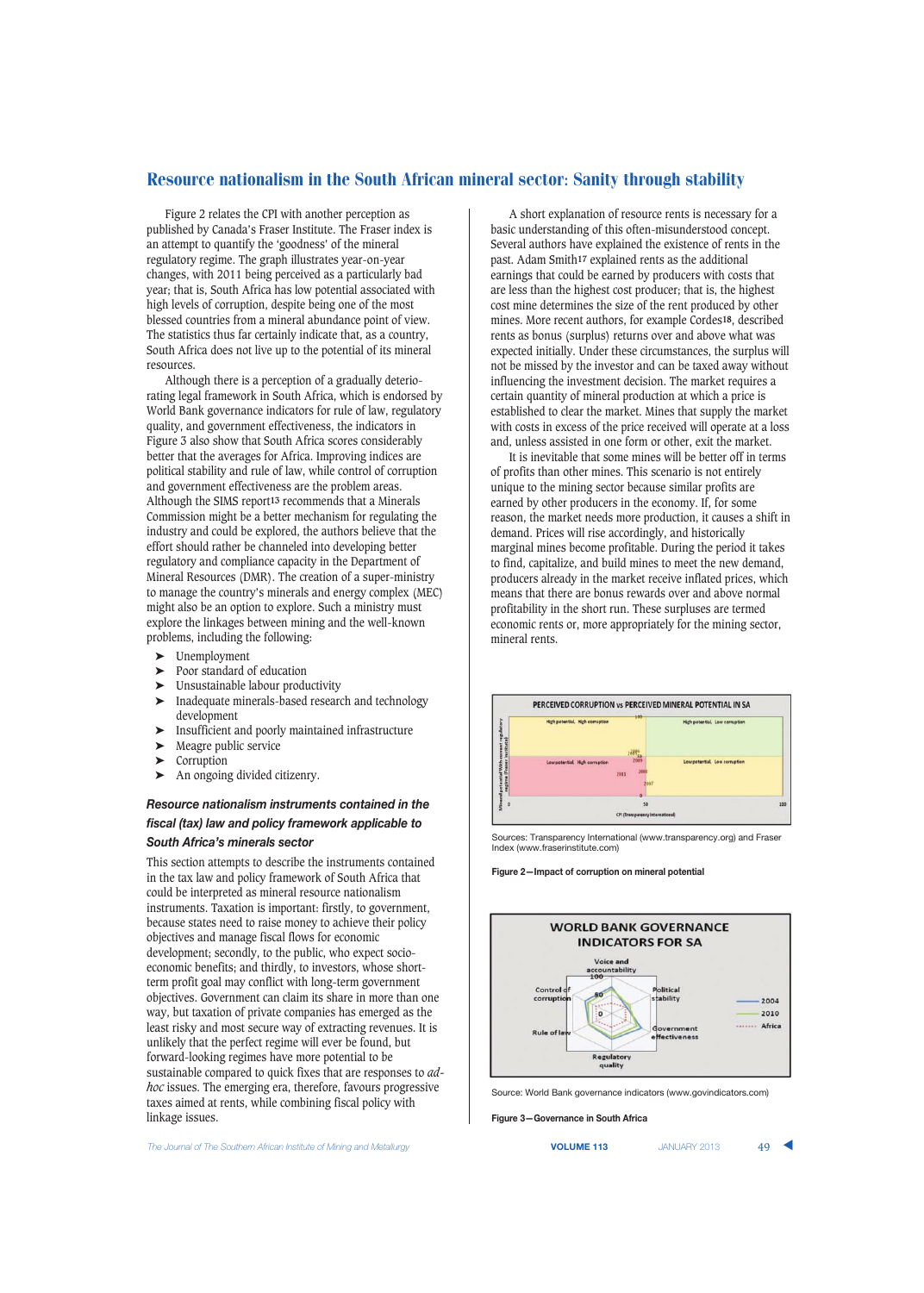Figure 2 relates the CPI with another perception as published by Canada's Fraser Institute. The Fraser index is an attempt to quantify the 'goodness' of the mineral regulatory regime. The graph illustrates year-on-year changes, with 2011 being perceived as a particularly bad year; that is, South Africa has low potential associated with high levels of corruption, despite being one of the most blessed countries from a mineral abundance point of view. The statistics thus far certainly indicate that, as a country, South Africa does not live up to the potential of its mineral resources.

Although there is a perception of a gradually deteriorating legal framework in South Africa, which is endorsed by World Bank governance indicators for rule of law, regulatory quality, and government effectiveness, the indicators in Figure 3 also show that South Africa scores considerably better that the averages for Africa. Improving indices are political stability and rule of law, while control of corruption and government effectiveness are the problem areas. Although the SIMS report[13] recommends that a Minerals Commission might be a better mechanism for regulating the industry and could be explored, the authors believe that the effort should rather be channeled into developing better regulatory and compliance capacity in the Department of Mineral Resources (DMR). The creation of a super-ministry to manage the country's minerals and energy complex (MEC) might also be an option to explore. Such a ministry must explore the linkages between mining and the well-known problems, including the following:

- Unemployment
- Poor standard of education
- Unsustainable labour productivity
- Inadequate minerals-based research and technology development
- Insufficient and poorly maintained infrastructure
- Meagre public service
- Corruption
- An ongoing divided citizenry.

### *Resource nationalism instruments contained in the fiscal (tax) law and policy framework applicable to South Africa's minerals sector*

This section attempts to describe the instruments contained in the tax law and policy framework of South Africa that could be interpreted as mineral resource nationalism instruments. Taxation is important: firstly, to government, because states need to raise money to achieve their policy objectives and manage fiscal flows for economic development; secondly, to the public, who expect socio-economic benefits; and thirdly, to investors, whose short-term profit goal may conflict with long-term government objectives. Government can claim its share in more than one way, but taxation of private companies has emerged as the least risky and most secure way of extracting revenues. It is unlikely that the perfect regime will ever be found, but forward-looking regimes have more potential to be sustainable compared to quick fixes that are responses to *ad-hoc* issues. The emerging era, therefore, favours progressive taxes aimed at rents, while combining fiscal policy with linkage issues.

A short explanation of resource rents is necessary for a basic understanding of this often-misunderstood concept. Several authors have explained the existence of rents in the past. Adam Smith[17] explained rents as the additional earnings that could be earned by producers with costs that are less than the highest cost producer; that is, the highest cost mine determines the size of the rent produced by other mines. More recent authors, for example Cordes[18], described rents as bonus (surplus) returns over and above what was expected initially. Under these circumstances, the surplus will not be missed by the investor and can be taxed away without influencing the investment decision. The market requires a certain quantity of mineral production at which a price is established to clear the market. Mines that supply the market with costs in excess of the price received will operate at a loss and, unless assisted in one form or other, exit the market.

It is inevitable that some mines will be better off in terms of profits than other mines. This scenario is not entirely unique to the mining sector because similar profits are earned by other producers in the economy. If, for some reason, the market needs more production, it causes a shift in demand. Prices will rise accordingly, and historically marginal mines become profitable. During the period it takes to find, capitalize, and build mines to meet the new demand, producers already in the market receive inflated prices, which means that there are bonus rewards over and above normal profitability in the short run. These surpluses are termed economic rents or, more appropriately for the mining sector, mineral rents.

Sources: Transparency International (www.transparency.org) and Fraser Index (www.fraserinstitute.com)

**Figure 2—Impact of corruption on mineral potential**

Source: World Bank governance indicators (www.govindicators.com)

**Figure 3—Governance in South Africa**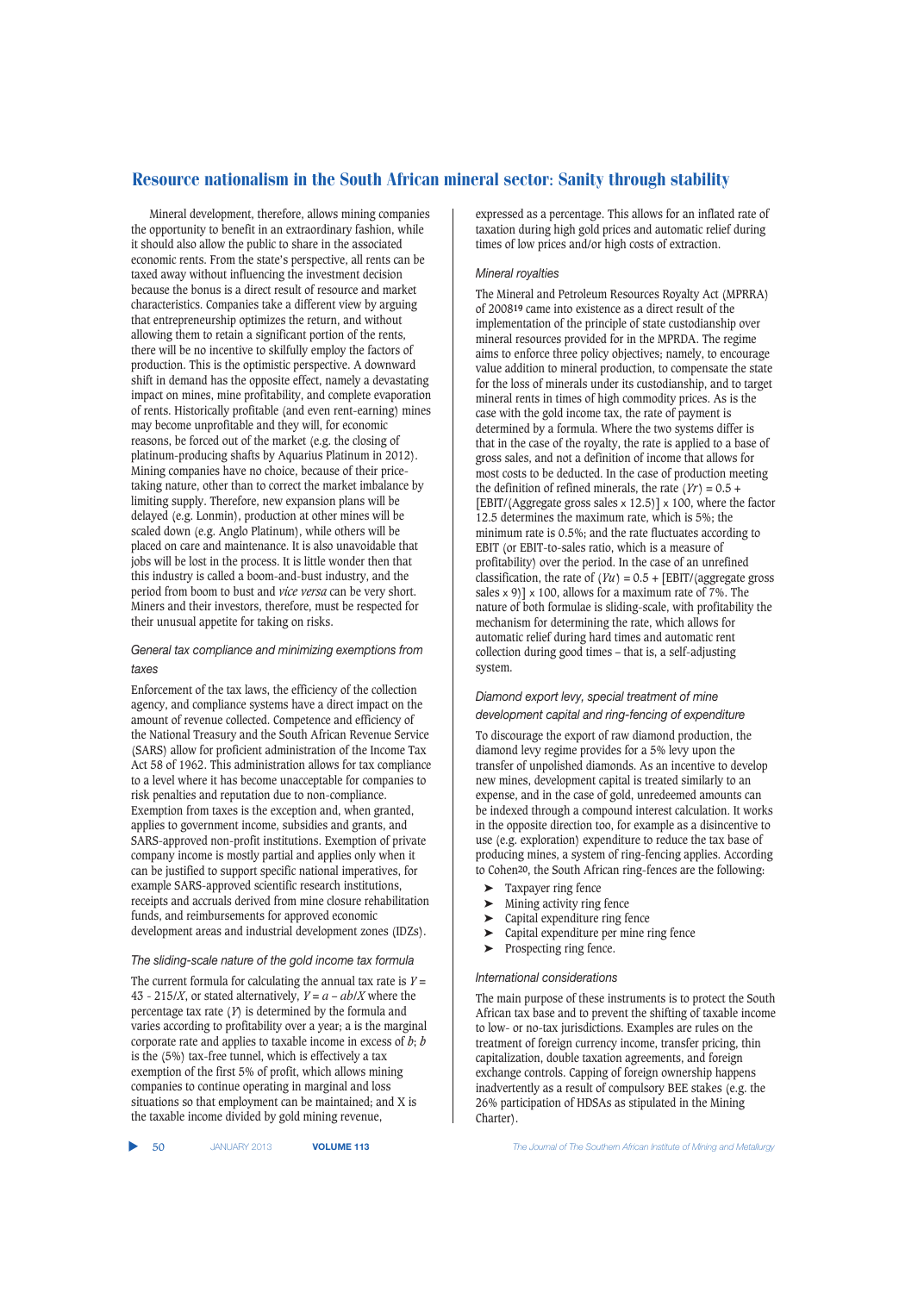Mineral development, therefore, allows mining companies the opportunity to benefit in an extraordinary fashion, while it should also allow the public to share in the associated economic rents. From the state's perspective, all rents can be taxed away without influencing the investment decision because the bonus is a direct result of resource and market characteristics. Companies take a different view by arguing that entrepreneurship optimizes the return, and without allowing them to retain a significant portion of the rents, there will be no incentive to skilfully employ the factors of production. This is the optimistic perspective. A downward shift in demand has the opposite effect, namely a devastating impact on mines, mine profitability, and complete evaporation of rents. Historically profitable (and even rent-earning) mines may become unprofitable and they will, for economic reasons, be forced out of the market (e.g. the closing of platinum-producing shafts by Aquarius Platinum in 2012). Mining companies have no choice, because of their price-taking nature, other than to correct the market imbalance by limiting supply. Therefore, new expansion plans will be delayed (e.g. Lonmin), production at other mines will be scaled down (e.g. Anglo Platinum), while others will be placed on care and maintenance. It is also unavoidable that jobs will be lost in the process. It is little wonder then that this industry is called a boom-and-bust industry, and the period from boom to bust and *vice versa* can be very short. Miners and their investors, therefore, must be respected for their unusual appetite for taking on risks.

### *General tax compliance and minimizing exemptions from taxes*

Enforcement of the tax laws, the efficiency of the collection agency, and compliance systems have a direct impact on the amount of revenue collected. Competence and efficiency of the National Treasury and the South African Revenue Service (SARS) allow for proficient administration of the Income Tax Act 58 of 1962. This administration allows for tax compliance to a level where it has become unacceptable for companies to risk penalties and reputation due to non-compliance. Exemption from taxes is the exception and, when granted, applies to government income, subsidies and grants, and SARS-approved non-profit institutions. Exemption of private company income is mostly partial and applies only when it can be justified to support specific national imperatives, for example SARS-approved scientific research institutions, receipts and accruals derived from mine closure rehabilitation funds, and reimbursements for approved economic development areas and industrial development zones (IDZs).

### *The sliding-scale nature of the gold income tax formula*

The current formula for calculating the annual tax rate is $Y = 43 - 215/X$, or stated alternatively, $Y = a - ab/X$ where the percentage tax rate ($Y$) is determined by the formula and varies according to profitability over a year; a is the marginal corporate rate and applies to taxable income in excess of $b$; $b$ is the (5%) tax-free tunnel, which is effectively a tax exemption of the first 5% of profit, which allows mining companies to continue operating in marginal and loss situations so that employment can be maintained; and X is the taxable income divided by gold mining revenue, expressed as a percentage. This allows for an inflated rate of taxation during high gold prices and automatic relief during times of low prices and/or high costs of extraction.

### *Mineral royalties*

The Mineral and Petroleum Resources Royalty Act (MPRRA) of 2008[19] came into existence as a direct result of the implementation of the principle of state custodianship over mineral resources provided for in the MPRDA. The regime aims to enforce three policy objectives; namely, to encourage value addition to mineral production, to compensate the state for the loss of minerals under its custodianship, and to target mineral rents in times of high commodity prices. As is the case with the gold income tax, the rate of payment is determined by a formula. Where the two systems differ is that in the case of the royalty, the rate is applied to a base of gross sales, and not a definition of income that allows for most costs to be deducted. In the case of production meeting the definition of refined minerals, the rate $(Yr) = 0.5 + [\text{EBIT}/(\text{Aggregate gross sales} \times 12.5)] \times 100$, where the factor 12.5 determines the maximum rate, which is 5%; the minimum rate is 0.5%; and the rate fluctuates according to EBIT (or EBIT-to-sales ratio, which is a measure of profitability) over the period. In the case of an unrefined classification, the rate of $(Yu) = 0.5 + [\text{EBIT}/(\text{aggregate gross sales} \times 9)] \times 100$, allows for a maximum rate of 7%. The nature of both formulae is sliding-scale, with profitability the mechanism for determining the rate, which allows for automatic relief during hard times and automatic rent collection during good times – that is, a self-adjusting system.

### *Diamond export levy, special treatment of mine development capital and ring-fencing of expenditure*

To discourage the export of raw diamond production, the diamond levy regime provides for a 5% levy upon the transfer of unpolished diamonds. As an incentive to develop new mines, development capital is treated similarly to an expense, and in the case of gold, unredeemed amounts can be indexed through a compound interest calculation. It works in the opposite direction too, for example as a disincentive to use (e.g. exploration) expenditure to reduce the tax base of producing mines, a system of ring-fencing applies. According to Cohen[20], the South African ring-fences are the following:

- Taxpayer ring fence
- Mining activity ring fence
- Capital expenditure ring fence
- Capital expenditure per mine ring fence
- Prospecting ring fence.

### *International considerations*

The main purpose of these instruments is to protect the South African tax base and to prevent the shifting of taxable income to low- or no-tax jurisdictions. Examples are rules on the treatment of foreign currency income, transfer pricing, thin capitalization, double taxation agreements, and foreign exchange controls. Capping of foreign ownership happens inadvertently as a result of compulsory BEE stakes (e.g. the 26% participation of HDSAs as stipulated in the Mining Charter).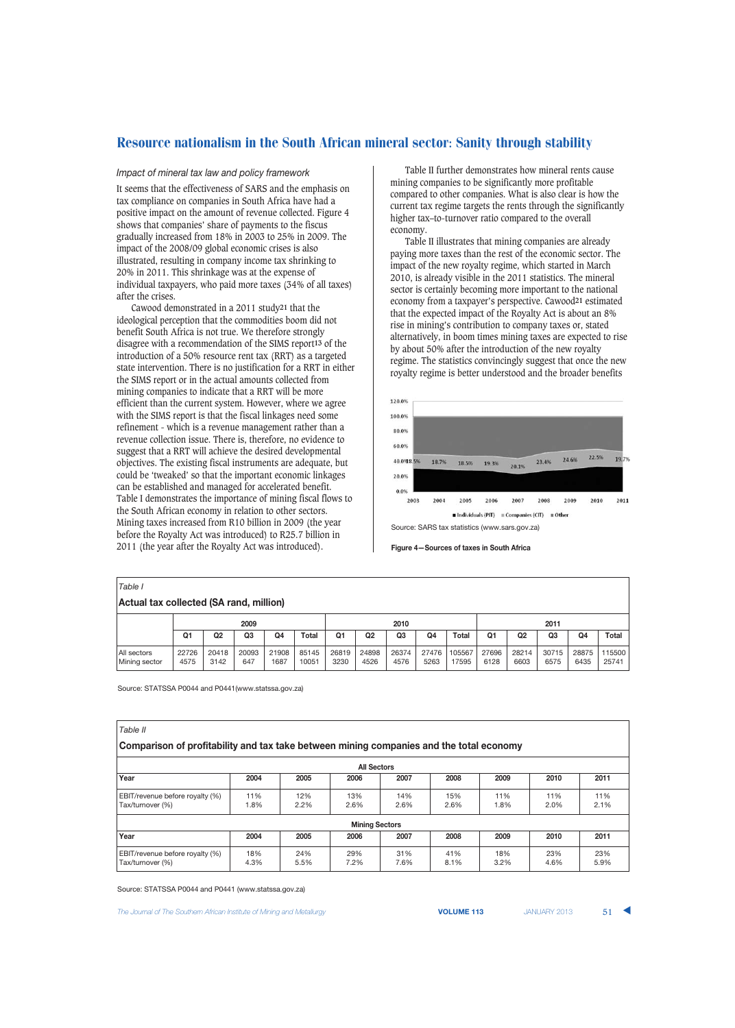## Resource nationalism in the South African mineral sector: Sanity through stability

*Impact of mineral tax law and policy framework*

It seems that the effectiveness of SARS and the emphasis on tax compliance on companies in South Africa have had a positive impact on the amount of revenue collected. Figure 4 shows that companies' share of payments to the fiscus gradually increased from 18% in 2003 to 25% in 2009. The impact of the 2008/09 global economic crises is also illustrated, resulting in company income tax shrinking to 20% in 2011. This shrinkage was at the expense of individual taxpayers, who paid more taxes (34% of all taxes) after the crises.

Cawood demonstrated in a 2011 study[21] that the ideological perception that the commodities boom did not benefit South Africa is not true. We therefore strongly disagree with a recommendation of the SIMS report[13] of the introduction of a 50% resource rent tax (RRT) as a targeted state intervention. There is no justification for a RRT in either the SIMS report or in the actual amounts collected from mining companies to indicate that a RRT will be more efficient than the current system. However, where we agree with the SIMS report is that the fiscal linkages need some refinement - which is a revenue management rather than a revenue collection issue. There is, therefore, no evidence to suggest that a RRT will achieve the desired developmental objectives. The existing fiscal instruments are adequate, but could be 'tweaked' so that the important economic linkages can be established and managed for accelerated benefit. Table I demonstrates the importance of mining fiscal flows to the South African economy in relation to other sectors. Mining taxes increased from R10 billion in 2009 (the year before the Royalty Act was introduced) to R25.7 billion in 2011 (the year after the Royalty Act was introduced).

Table II further demonstrates how mineral rents cause mining companies to be significantly more profitable compared to other companies. What is also clear is how the current tax regime targets the rents through the significantly higher tax–to-turnover ratio compared to the overall economy.

Table II illustrates that mining companies are already paying more taxes than the rest of the economic sector. The impact of the new royalty regime, which started in March 2010, is already visible in the 2011 statistics. The mineral sector is certainly becoming more important to the national economy from a taxpayer's perspective. Cawood[21] estimated that the expected impact of the Royalty Act is about an 8% rise in mining's contribution to company taxes or, stated alternatively, in boom times mining taxes are expected to rise by about 50% after the introduction of the new royalty regime. The statistics convincingly suggest that once the new royalty regime is better understood and the broader benefits

Source: SARS tax statistics (www.sars.gov.za)

**Figure 4—Sources of taxes in South Africa**

*Table I*

**Actual tax collected (SA rand, million)**

| | 2009 | | | | | 2010 | | | | | 2011 | | | | |
|---|---|---|---|---|---|---|---|---|---|---|---|---|---|---|---|
| | Q1 | Q2 | Q3 | Q4 | Total | Q1 | Q2 | Q3 | Q4 | Total | Q1 | Q2 | Q3 | Q4 | Total |
| All sectors | 22726 | 20418 | 20093 | 21908 | 85145 | 26819 | 24898 | 26374 | 27476 | 105567 | 27696 | 28214 | 30715 | 28875 | 115500 |
| Mining sector | 4575 | 3142 | 647 | 1687 | 10051 | 3230 | 4526 | 4576 | 5263 | 17595 | 6128 | 6603 | 6575 | 6435 | 25741 |

Source: STATSSA P0044 and P0441(www.statssa.gov.za)

*Table II*

**Comparison of profitability and tax take between mining companies and the total economy**

| All Sectors | | | | | | | | |
|---|---|---|---|---|---|---|---|---|
| Year | 2004 | 2005 | 2006 | 2007 | 2008 | 2009 | 2010 | 2011 |
| EBIT/revenue before royalty (%) | 11% | 12% | 13% | 14% | 15% | 11% | 11% | 11% |
| Tax/turnover (%) | 1.8% | 2.2% | 2.6% | 2.6% | 2.6% | 1.8% | 2.0% | 2.1% |
| **Mining Sectors** | | | | | | | | |
| Year | 2004 | 2005 | 2006 | 2007 | 2008 | 2009 | 2010 | 2011 |
| EBIT/revenue before royalty (%) | 18% | 24% | 29% | 31% | 41% | 18% | 23% | 23% |
| Tax/turnover (%) | 4.3% | 5.5% | 7.2% | 7.6% | 8.1% | 3.2% | 4.6% | 5.9% |

Source: STATSSA P0044 and P0441 (www.statssa.gov.za)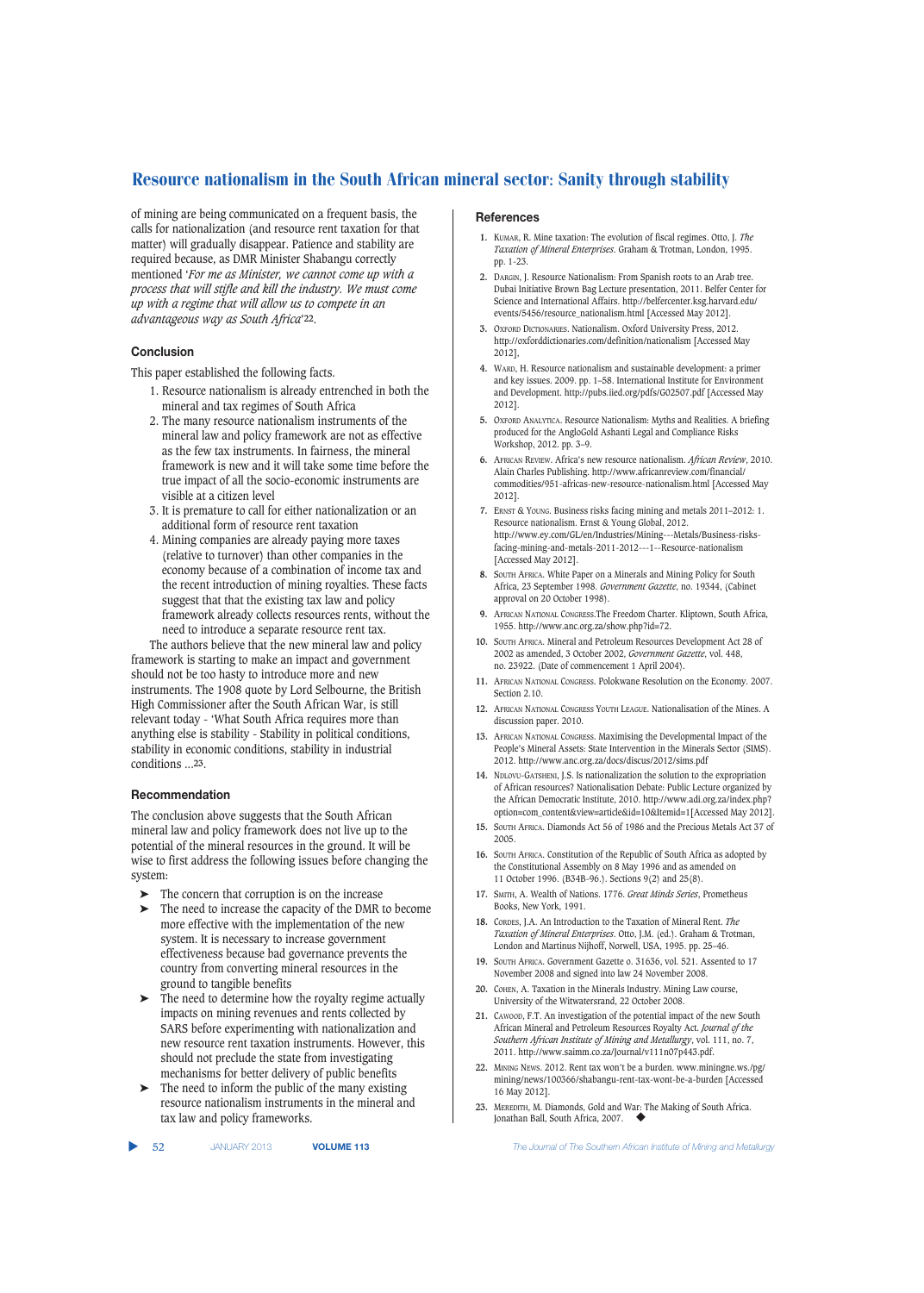of mining are being communicated on a frequent basis, the calls for nationalization (and resource rent taxation for that matter) will gradually disappear. Patience and stability are required because, as DMR Minister Shabangu correctly mentioned '*For me as Minister, we cannot come up with a process that will stifle and kill the industry. We must come up with a regime that will allow us to compete in an advantageous way as South Africa*'[22].

## Conclusion

This paper established the following facts.

1. Resource nationalism is already entrenched in both the mineral and tax regimes of South Africa
2. The many resource nationalism instruments of the mineral law and policy framework are not as effective as the few tax instruments. In fairness, the mineral framework is new and it will take some time before the true impact of all the socio-economic instruments are visible at a citizen level
3. It is premature to call for either nationalization or an additional form of resource rent taxation
4. Mining companies are already paying more taxes (relative to turnover) than other companies in the economy because of a combination of income tax and the recent introduction of mining royalties. These facts suggest that that the existing tax law and policy framework already collects resources rents, without the need to introduce a separate resource rent tax.

The authors believe that the new mineral law and policy framework is starting to make an impact and government should not be too hasty to introduce more and new instruments. The 1908 quote by Lord Selbourne, the British High Commissioner after the South African War, is still relevant today - 'What South Africa requires more than anything else is stability - Stability in political conditions, stability in economic conditions, stability in industrial conditions ...[23].

## Recommendation

The conclusion above suggests that the South African mineral law and policy framework does not live up to the potential of the mineral resources in the ground. It will be wise to first address the following issues before changing the system:

- The concern that corruption is on the increase
- The need to increase the capacity of the DMR to become more effective with the implementation of the new system. It is necessary to increase government effectiveness because bad governance prevents the country from converting mineral resources in the ground to tangible benefits
- The need to determine how the royalty regime actually impacts on mining revenues and rents collected by SARS before experimenting with nationalization and new resource rent taxation instruments. However, this should not preclude the state from investigating mechanisms for better delivery of public benefits
- The need to inform the public of the many existing resource nationalism instruments in the mineral and tax law and policy frameworks.

## References

1. Kumar, R. Mine taxation: The evolution of fiscal regimes. Otto, J. *The Taxation of Mineral Enterprises*. Graham & Trotman, London, 1995. pp. 1-23.
2. Dargin, J. Resource Nationalism: From Spanish roots to an Arab tree. Dubai Initiative Brown Bag Lecture presentation, 2011. Belfer Center for Science and International Affairs. http://belfercenter.ksg.harvard.edu/events/5456/resource_nationalism.html [Accessed May 2012].
3. Oxford Dictionaries. Nationalism. Oxford University Press, 2012. http://oxforddictionaries.com/definition/nationalism [Accessed May 2012],
4. Ward, H. Resource nationalism and sustainable development: a primer and key issues. 2009. pp. 1–58. International Institute for Environment and Development. http://pubs.iied.org/pdfs/G02507.pdf [Accessed May 2012].
5. Oxford Analytica. Resource Nationalism: Myths and Realities. A briefing produced for the AngloGold Ashanti Legal and Compliance Risks Workshop, 2012. pp. 3–9.
6. African Review. Africa's new resource nationalism. *African Review*, 2010. Alain Charles Publishing. http://www.africanreview.com/financial/commodities/951-africas-new-resource-nationalism.html [Accessed May 2012].
7. Ernst & Young. Business risks facing mining and metals 2011–2012: 1. Resource nationalism. Ernst & Young Global, 2012. http://www.ey.com/GL/en/Industries/Mining---Metals/Business-risks-facing-mining-and-metals-2011-2012---1--Resource-nationalism [Accessed May 2012].
8. South Africa. White Paper on a Minerals and Mining Policy for South Africa, 23 September 1998. *Government Gazette*, no. 19344, (Cabinet approval on 20 October 1998).
9. African National Congress.The Freedom Charter. Kliptown, South Africa, 1955. http://www.anc.org.za/show.php?id=72.
10. South Africa. Mineral and Petroleum Resources Development Act 28 of 2002 as amended, 3 October 2002, *Government Gazette*, vol. 448, no. 23922. (Date of commencement 1 April 2004).
11. African National Congress. Polokwane Resolution on the Economy. 2007. Section 2.10.
12. African National Congress Youth League. Nationalisation of the Mines. A discussion paper. 2010.
13. African National Congress. Maximising the Developmental Impact of the People's Mineral Assets: State Intervention in the Minerals Sector (SIMS). 2012. http://www.anc.org.za/docs/discus/2012/sims.pdf
14. Ndlovu-Gatsheni, J.S. Is nationalization the solution to the expropriation of African resources? Nationalisation Debate: Public Lecture organized by the African Democratic Institute, 2010. http://www.adi.org.za/index.php?option=com_content&view=article&id=10&Itemid=1[Accessed May 2012].
15. South Africa. Diamonds Act 56 of 1986 and the Precious Metals Act 37 of 2005.
16. South Africa. Constitution of the Republic of South Africa as adopted by the Constitutional Assembly on 8 May 1996 and as amended on 11 October 1996. (B34B-96.). Sections 9(2) and 25(8).
17. Smith, A. Wealth of Nations. 1776. *Great Minds Series*, Prometheus Books, New York, 1991.
18. Cordes, J.A. An Introduction to the Taxation of Mineral Rent. *The Taxation of Mineral Enterprises*. Otto, J.M. (ed.). Graham & Trotman, London and Martinus Nijhoff, Norwell, USA, 1995. pp. 25–46.
19. South Africa. Government Gazette o. 31636, vol. 521. Assented to 17 November 2008 and signed into law 24 November 2008.
20. Cohen, A. Taxation in the Minerals Industry. Mining Law course, University of the Witwatersrand, 22 October 2008.
21. Cawood, F.T. An investigation of the potential impact of the new South African Mineral and Petroleum Resources Royalty Act. *Journal of the Southern African Institute of Mining and Metallurgy*, vol. 111, no. 7, 2011. http://www.saimm.co.za/Journal/v111n07p443.pdf.
22. Mining News. 2012. Rent tax won't be a burden. www.miningne.ws./pg/mining/news/100366/shabangu-rent-tax-wont-be-a-burden [Accessed 16 May 2012].
23. Meredith, M. Diamonds, Gold and War: The Making of South Africa. Jonathan Ball, South Africa, 2007. ◆